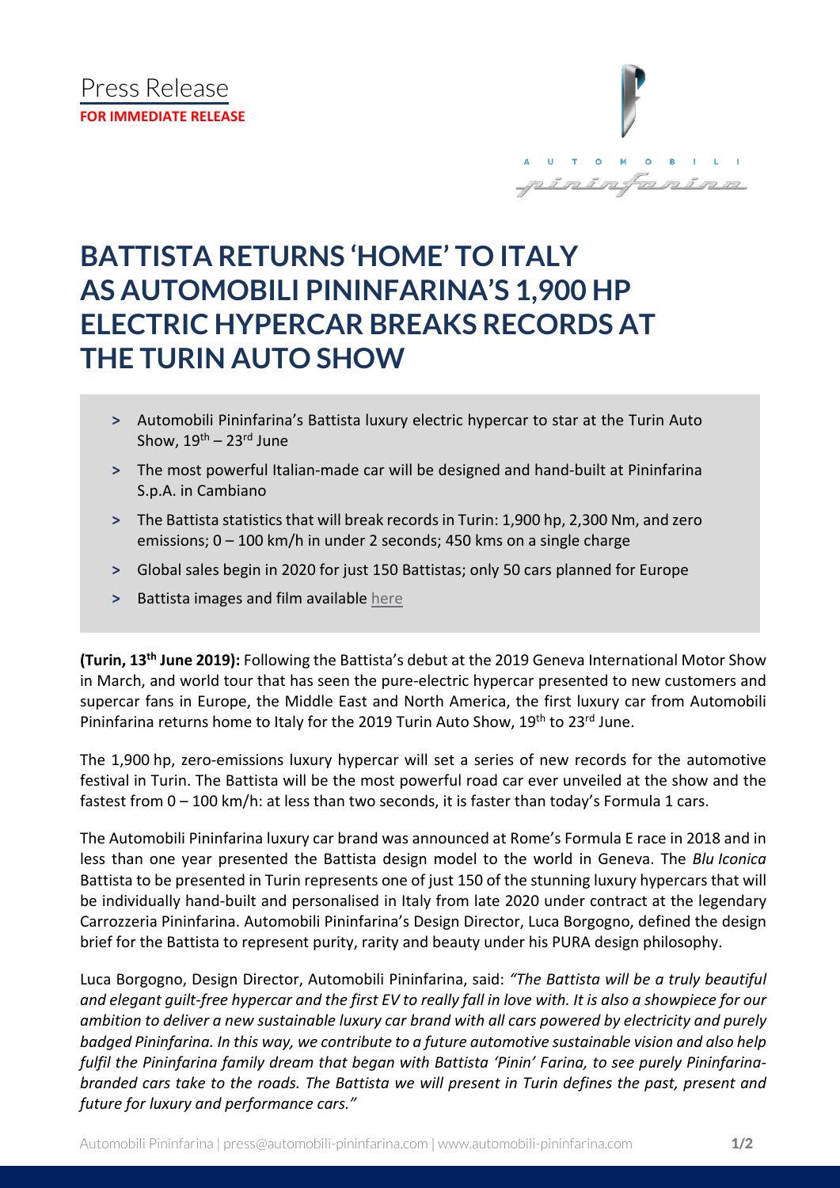Press Release

**FOR IMMEDIATE RELEASE**

# BATTISTA RETURNS 'HOME' TO ITALY AS AUTOMOBILI PININFARINA'S 1,900 HP ELECTRIC HYPERCAR BREAKS RECORDS AT THE TURIN AUTO SHOW

- Automobili Pininfarina's Battista luxury electric hypercar to star at the Turin Auto Show, 19th – 23rd June
- The most powerful Italian-made car will be designed and hand-built at Pininfarina S.p.A. in Cambiano
- The Battista statistics that will break records in Turin: 1,900 hp, 2,300 Nm, and zero emissions; 0 – 100 km/h in under 2 seconds; 450 kms on a single charge
- Global sales begin in 2020 for just 150 Battistas; only 50 cars planned for Europe
- Battista images and film available here

**(Turin, 13th June 2019):** Following the Battista's debut at the 2019 Geneva International Motor Show in March, and world tour that has seen the pure-electric hypercar presented to new customers and supercar fans in Europe, the Middle East and North America, the first luxury car from Automobili Pininfarina returns home to Italy for the 2019 Turin Auto Show, 19th to 23rd June.

The 1,900 hp, zero-emissions luxury hypercar will set a series of new records for the automotive festival in Turin. The Battista will be the most powerful road car ever unveiled at the show and the fastest from 0 – 100 km/h: at less than two seconds, it is faster than today's Formula 1 cars.

The Automobili Pininfarina luxury car brand was announced at Rome's Formula E race in 2018 and in less than one year presented the Battista design model to the world in Geneva. The *Blu Iconica* Battista to be presented in Turin represents one of just 150 of the stunning luxury hypercars that will be individually hand-built and personalised in Italy from late 2020 under contract at the legendary Carrozzeria Pininfarina. Automobili Pininfarina's Design Director, Luca Borgogno, defined the design brief for the Battista to represent purity, rarity and beauty under his PURA design philosophy.

Luca Borgogno, Design Director, Automobili Pininfarina, said: *"The Battista will be a truly beautiful and elegant guilt-free hypercar and the first EV to really fall in love with. It is also a showpiece for our ambition to deliver a new sustainable luxury car brand with all cars powered by electricity and purely badged Pininfarina. In this way, we contribute to a future automotive sustainable vision and also help fulfil the Pininfarina family dream that began with Battista 'Pinin' Farina, to see purely Pininfarina-branded cars take to the roads. The Battista we will present in Turin defines the past, present and future for luxury and performance cars."*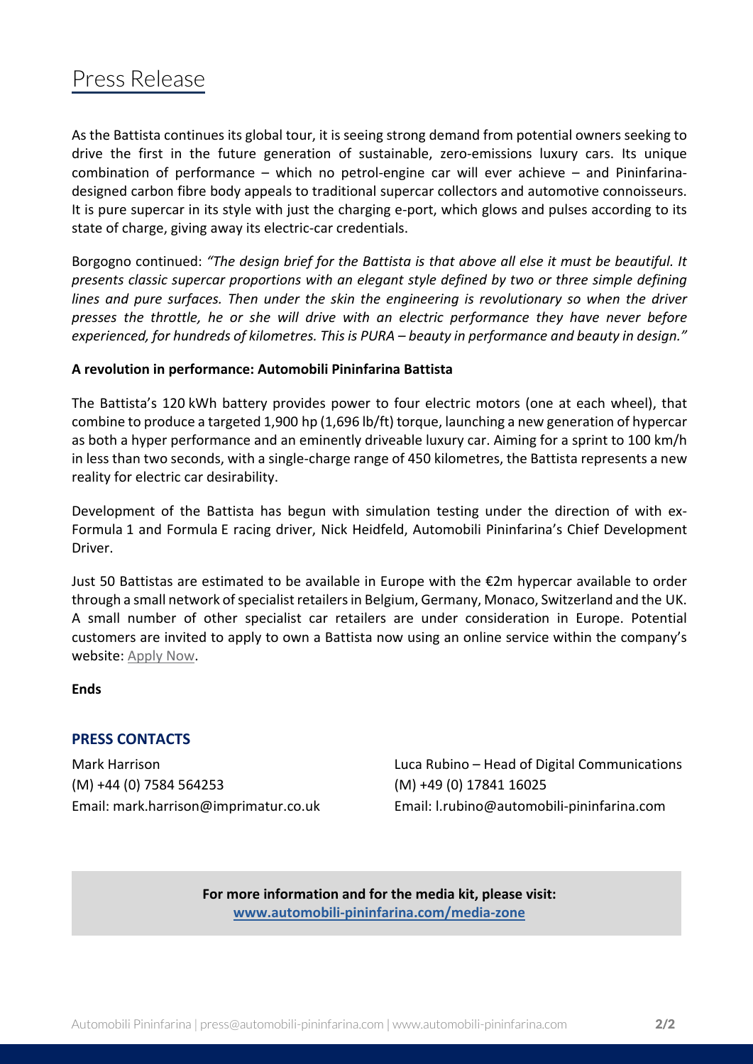# Press Release

As the Battista continues its global tour, it is seeing strong demand from potential owners seeking to drive the first in the future generation of sustainable, zero-emissions luxury cars. Its unique combination of performance – which no petrol-engine car will ever achieve – and Pininfarina-designed carbon fibre body appeals to traditional supercar collectors and automotive connoisseurs. It is pure supercar in its style with just the charging e-port, which glows and pulses according to its state of charge, giving away its electric-car credentials.

Borgogno continued: *"The design brief for the Battista is that above all else it must be beautiful. It presents classic supercar proportions with an elegant style defined by two or three simple defining lines and pure surfaces. Then under the skin the engineering is revolutionary so when the driver presses the throttle, he or she will drive with an electric performance they have never before experienced, for hundreds of kilometres. This is PURA – beauty in performance and beauty in design."*

**A revolution in performance: Automobili Pininfarina Battista**

The Battista's 120 kWh battery provides power to four electric motors (one at each wheel), that combine to produce a targeted 1,900 hp (1,696 lb/ft) torque, launching a new generation of hypercar as both a hyper performance and an eminently driveable luxury car. Aiming for a sprint to 100 km/h in less than two seconds, with a single-charge range of 450 kilometres, the Battista represents a new reality for electric car desirability.

Development of the Battista has begun with simulation testing under the direction of with ex-Formula 1 and Formula E racing driver, Nick Heidfeld, Automobili Pininfarina's Chief Development Driver.

Just 50 Battistas are estimated to be available in Europe with the €2m hypercar available to order through a small network of specialist retailers in Belgium, Germany, Monaco, Switzerland and the UK. A small number of other specialist car retailers are under consideration in Europe. Potential customers are invited to apply to own a Battista now using an online service within the company's website: Apply Now.

**Ends**

## PRESS CONTACTS

Mark Harrison
(M) +44 (0) 7584 564253
Email: mark.harrison@imprimatur.co.uk

Luca Rubino – Head of Digital Communications
(M) +49 (0) 17841 16025
Email: l.rubino@automobili-pininfarina.com

**For more information and for the media kit, please visit:**
**www.automobili-pininfarina.com/media-zone**